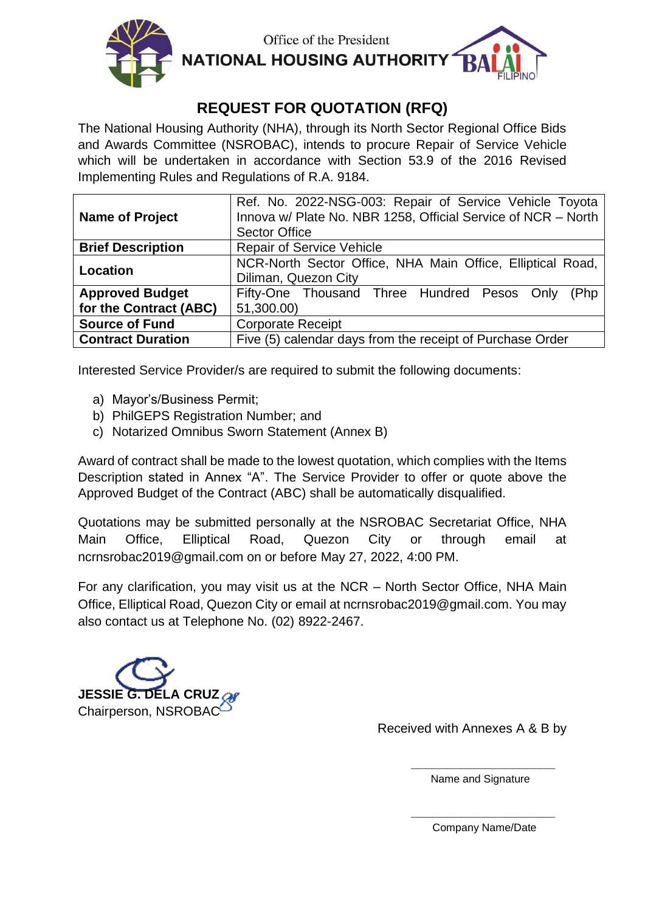Office of the President
**NATIONAL HOUSING AUTHORITY**

# REQUEST FOR QUOTATION (RFQ)

The National Housing Authority (NHA), through its North Sector Regional Office Bids and Awards Committee (NSROBAC), intends to procure Repair of Service Vehicle which will be undertaken in accordance with Section 53.9 of the 2016 Revised Implementing Rules and Regulations of R.A. 9184.

| | |
|---|---|
| **Name of Project** | Ref. No. 2022-NSG-003: Repair of Service Vehicle Toyota Innova w/ Plate No. NBR 1258, Official Service of NCR – North Sector Office |
| **Brief Description** | Repair of Service Vehicle |
| **Location** | NCR-North Sector Office, NHA Main Office, Elliptical Road, Diliman, Quezon City |
| **Approved Budget for the Contract (ABC)** | Fifty-One Thousand Three Hundred Pesos Only (Php 51,300.00) |
| **Source of Fund** | Corporate Receipt |
| **Contract Duration** | Five (5) calendar days from the receipt of Purchase Order |

Interested Service Provider/s are required to submit the following documents:

a) Mayor's/Business Permit;
b) PhilGEPS Registration Number; and
c) Notarized Omnibus Sworn Statement (Annex B)

Award of contract shall be made to the lowest quotation, which complies with the Items Description stated in Annex "A". The Service Provider to offer or quote above the Approved Budget of the Contract (ABC) shall be automatically disqualified.

Quotations may be submitted personally at the NSROBAC Secretariat Office, NHA Main Office, Elliptical Road, Quezon City or through email at ncrnsrobac2019@gmail.com on or before May 27, 2022, 4:00 PM.

For any clarification, you may visit us at the NCR – North Sector Office, NHA Main Office, Elliptical Road, Quezon City or email at ncrnsrobac2019@gmail.com. You may also contact us at Telephone No. (02) 8922-2467.

**JESSIE G. DELA CRUZ**
Chairperson, NSROBAC

Received with Annexes A & B by

\_\_\_\_\_\_\_\_\_\_\_\_\_\_\_\_\_\_\_\_\_\_\_\_
Name and Signature

\_\_\_\_\_\_\_\_\_\_\_\_\_\_\_\_\_\_\_\_\_\_\_\_
Company Name/Date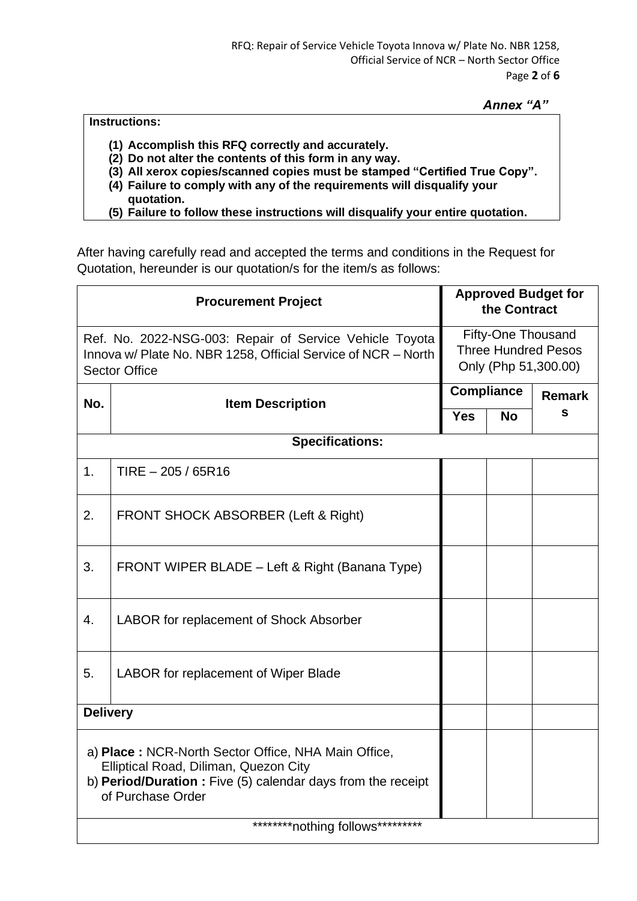*Annex "A"*

**Instructions:**

**(1) Accomplish this RFQ correctly and accurately.**
**(2) Do not alter the contents of this form in any way.**
**(3) All xerox copies/scanned copies must be stamped "Certified True Copy".**
**(4) Failure to comply with any of the requirements will disqualify your quotation.**
**(5) Failure to follow these instructions will disqualify your entire quotation.**

After having carefully read and accepted the terms and conditions in the Request for Quotation, hereunder is our quotation/s for the item/s as follows:

| **Procurement Project** | | **Approved Budget for the Contract** | | |
|---|---|---|---|---|
| Ref. No. 2022-NSG-003: Repair of Service Vehicle Toyota Innova w/ Plate No. NBR 1258, Official Service of NCR – North Sector Office | | Fifty-One Thousand Three Hundred Pesos Only (Php 51,300.00) | | |
| **No.** | **Item Description** | **Compliance** | | **Remarks** |
| | | **Yes** | **No** | |
| **Specifications:** | | | | |
| 1. | TIRE – 205 / 65R16 | | | |
| 2. | FRONT SHOCK ABSORBER (Left & Right) | | | |
| 3. | FRONT WIPER BLADE – Left & Right (Banana Type) | | | |
| 4. | LABOR for replacement of Shock Absorber | | | |
| 5. | LABOR for replacement of Wiper Blade | | | |
| **Delivery** | | | | |
| a) **Place :** NCR-North Sector Office, NHA Main Office, Elliptical Road, Diliman, Quezon City<br>b) **Period/Duration :** Five (5) calendar days from the receipt of Purchase Order | | | | |
| ********nothing follows********* | | | | |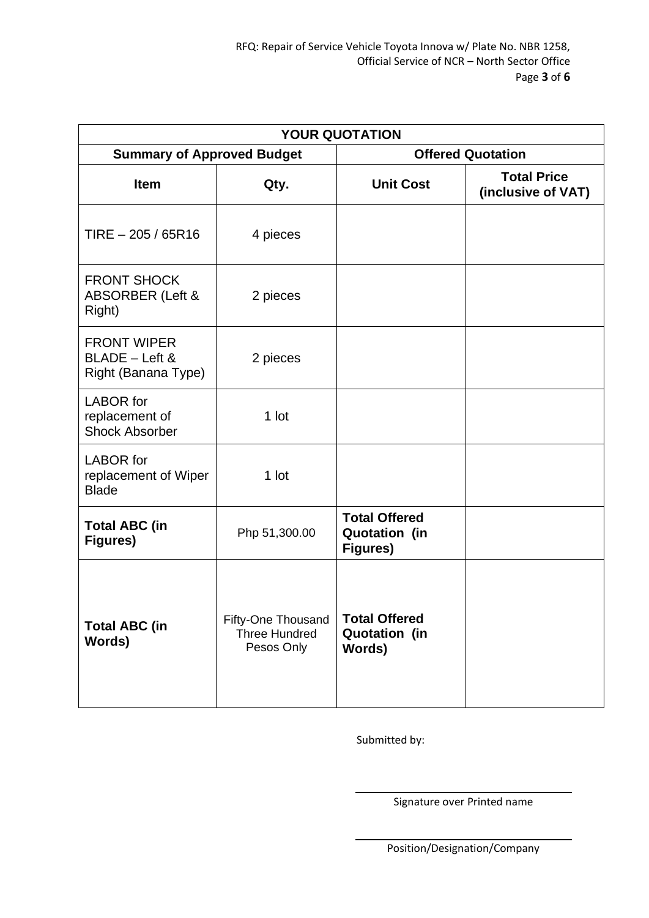| YOUR QUOTATION | | | |
|---|---|---|---|
| **Summary of Approved Budget** | | **Offered Quotation** | |
| **Item** | **Qty.** | **Unit Cost** | **Total Price (inclusive of VAT)** |
| TIRE – 205 / 65R16 | 4 pieces | | |
| FRONT SHOCK ABSORBER (Left & Right) | 2 pieces | | |
| FRONT WIPER BLADE – Left & Right (Banana Type) | 2 pieces | | |
| LABOR for replacement of Shock Absorber | 1 lot | | |
| LABOR for replacement of Wiper Blade | 1 lot | | |
| **Total ABC (in Figures)** | Php 51,300.00 | **Total Offered Quotation (in Figures)** | |
| **Total ABC (in Words)** | Fifty-One Thousand Three Hundred Pesos Only | **Total Offered Quotation (in Words)** | |

Submitted by:

\_\_\_\_\_\_\_\_\_\_\_\_\_\_\_\_\_\_\_\_\_\_\_\_\_\_\_\_\_\_

Signature over Printed name

\_\_\_\_\_\_\_\_\_\_\_\_\_\_\_\_\_\_\_\_\_\_\_\_\_\_\_\_\_\_

Position/Designation/Company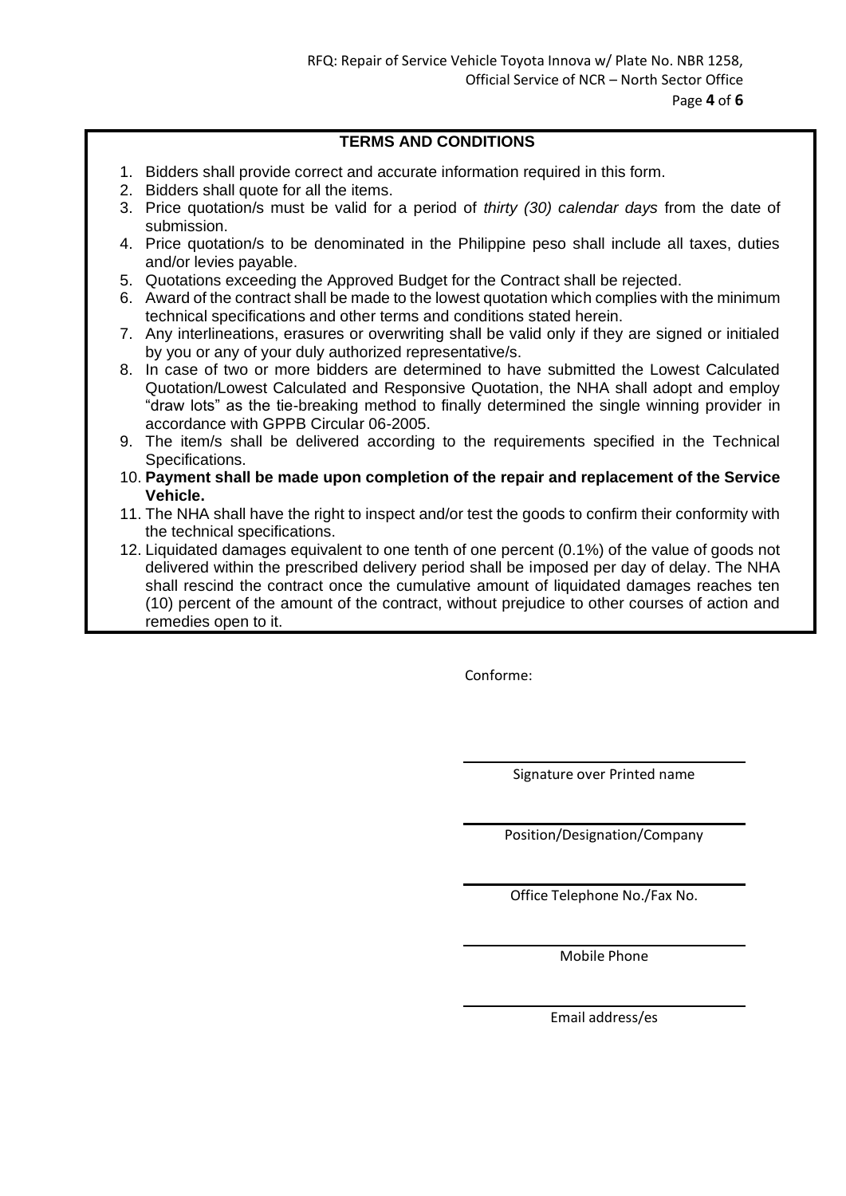## TERMS AND CONDITIONS

1. Bidders shall provide correct and accurate information required in this form.
2. Bidders shall quote for all the items.
3. Price quotation/s must be valid for a period of *thirty (30) calendar days* from the date of submission.
4. Price quotation/s to be denominated in the Philippine peso shall include all taxes, duties and/or levies payable.
5. Quotations exceeding the Approved Budget for the Contract shall be rejected.
6. Award of the contract shall be made to the lowest quotation which complies with the minimum technical specifications and other terms and conditions stated herein.
7. Any interlineations, erasures or overwriting shall be valid only if they are signed or initialed by you or any of your duly authorized representative/s.
8. In case of two or more bidders are determined to have submitted the Lowest Calculated Quotation/Lowest Calculated and Responsive Quotation, the NHA shall adopt and employ "draw lots" as the tie-breaking method to finally determined the single winning provider in accordance with GPPB Circular 06-2005.
9. The item/s shall be delivered according to the requirements specified in the Technical Specifications.
10. **Payment shall be made upon completion of the repair and replacement of the Service Vehicle.**
11. The NHA shall have the right to inspect and/or test the goods to confirm their conformity with the technical specifications.
12. Liquidated damages equivalent to one tenth of one percent (0.1%) of the value of goods not delivered within the prescribed delivery period shall be imposed per day of delay. The NHA shall rescind the contract once the cumulative amount of liquidated damages reaches ten (10) percent of the amount of the contract, without prejudice to other courses of action and remedies open to it.

Conforme:

\_\_\_\_\_\_\_\_\_\_\_\_\_\_\_\_\_\_\_\_\_\_\_\_\_\_\_\_\_\_
Signature over Printed name

\_\_\_\_\_\_\_\_\_\_\_\_\_\_\_\_\_\_\_\_\_\_\_\_\_\_\_\_\_\_
Position/Designation/Company

\_\_\_\_\_\_\_\_\_\_\_\_\_\_\_\_\_\_\_\_\_\_\_\_\_\_\_\_\_\_
Office Telephone No./Fax No.

\_\_\_\_\_\_\_\_\_\_\_\_\_\_\_\_\_\_\_\_\_\_\_\_\_\_\_\_\_\_
Mobile Phone

\_\_\_\_\_\_\_\_\_\_\_\_\_\_\_\_\_\_\_\_\_\_\_\_\_\_\_\_\_\_
Email address/es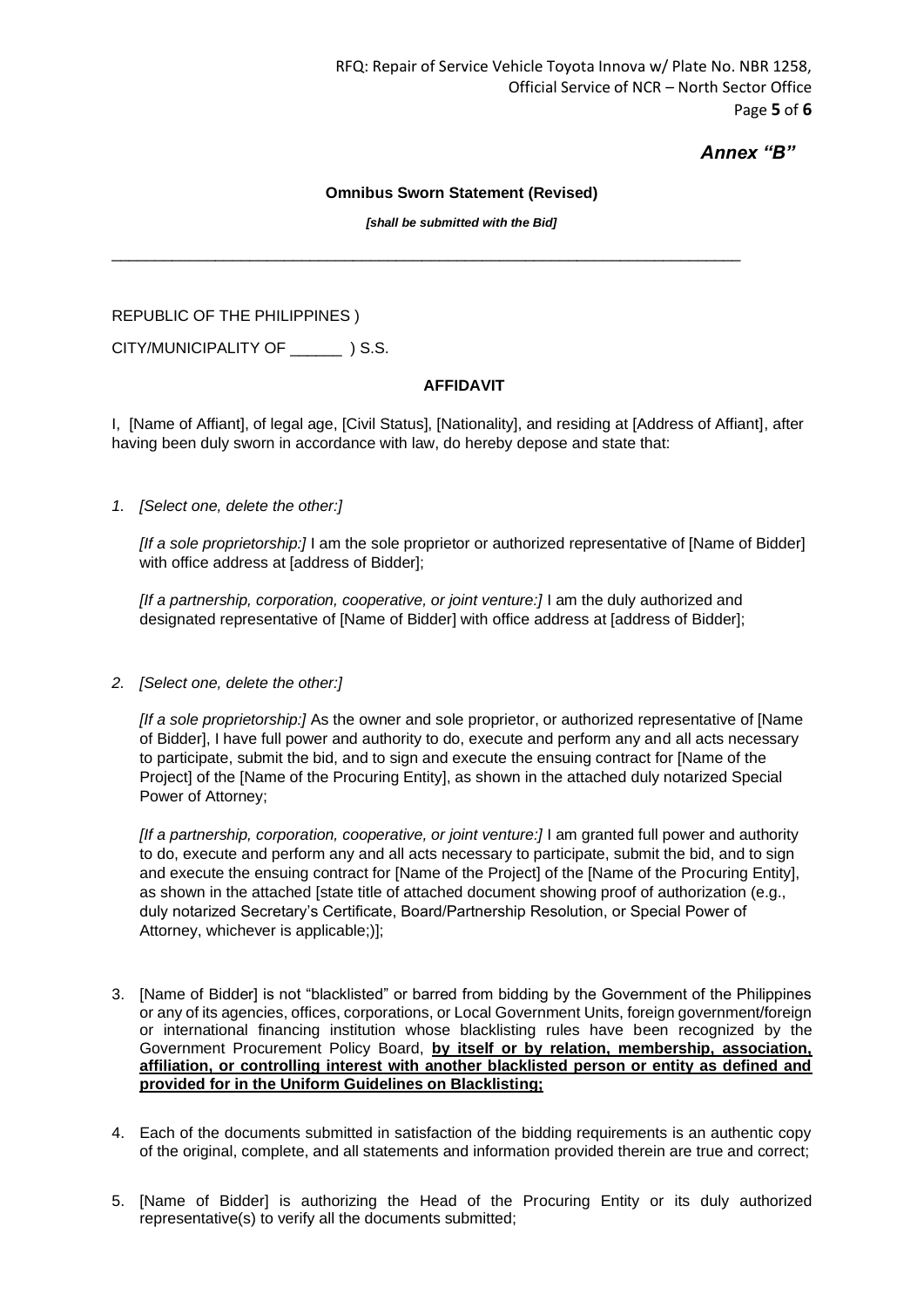*Annex "B"*

**Omnibus Sworn Statement (Revised)**

***[shall be submitted with the Bid]***

---

REPUBLIC OF THE PHILIPPINES )

CITY/MUNICIPALITY OF ______ ) S.S.

**AFFIDAVIT**

I, [Name of Affiant], of legal age, [Civil Status], [Nationality], and residing at [Address of Affiant], after having been duly sworn in accordance with law, do hereby depose and state that:

1. *[Select one, delete the other:]*

   *[If a sole proprietorship:]* I am the sole proprietor or authorized representative of [Name of Bidder] with office address at [address of Bidder];

   *[If a partnership, corporation, cooperative, or joint venture:]* I am the duly authorized and designated representative of [Name of Bidder] with office address at [address of Bidder];

2. *[Select one, delete the other:]*

   *[If a sole proprietorship:]* As the owner and sole proprietor, or authorized representative of [Name of Bidder], I have full power and authority to do, execute and perform any and all acts necessary to participate, submit the bid, and to sign and execute the ensuing contract for [Name of the Project] of the [Name of the Procuring Entity], as shown in the attached duly notarized Special Power of Attorney;

   *[If a partnership, corporation, cooperative, or joint venture:]* I am granted full power and authority to do, execute and perform any and all acts necessary to participate, submit the bid, and to sign and execute the ensuing contract for [Name of the Project] of the [Name of the Procuring Entity], as shown in the attached [state title of attached document showing proof of authorization (e.g., duly notarized Secretary's Certificate, Board/Partnership Resolution, or Special Power of Attorney, whichever is applicable;)];

3. [Name of Bidder] is not "blacklisted" or barred from bidding by the Government of the Philippines or any of its agencies, offices, corporations, or Local Government Units, foreign government/foreign or international financing institution whose blacklisting rules have been recognized by the Government Procurement Policy Board, **by itself or by relation, membership, association, affiliation, or controlling interest with another blacklisted person or entity as defined and provided for in the Uniform Guidelines on Blacklisting;**

4. Each of the documents submitted in satisfaction of the bidding requirements is an authentic copy of the original, complete, and all statements and information provided therein are true and correct;

5. [Name of Bidder] is authorizing the Head of the Procuring Entity or its duly authorized representative(s) to verify all the documents submitted;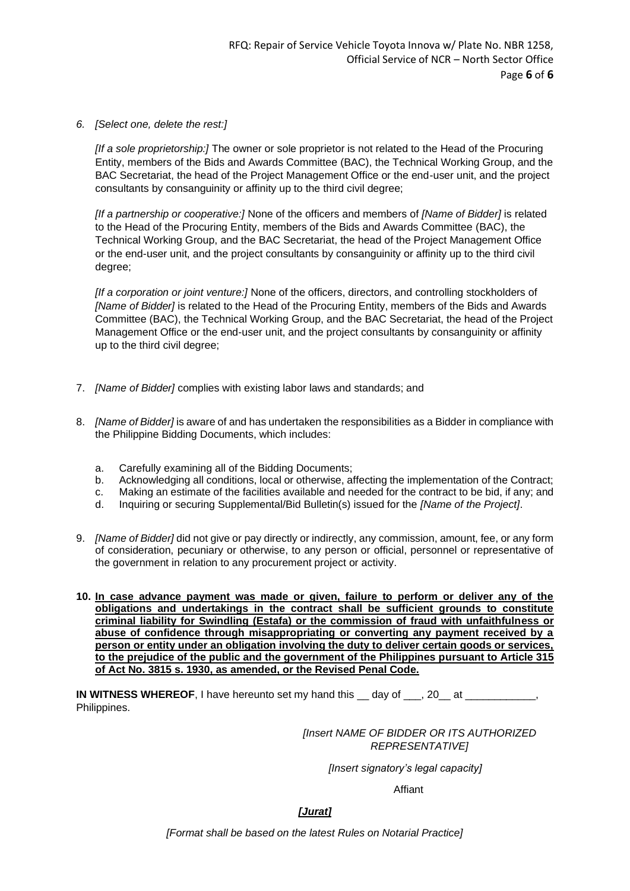6. *[Select one, delete the rest:]*

   *[If a sole proprietorship:]* The owner or sole proprietor is not related to the Head of the Procuring Entity, members of the Bids and Awards Committee (BAC), the Technical Working Group, and the BAC Secretariat, the head of the Project Management Office or the end-user unit, and the project consultants by consanguinity or affinity up to the third civil degree;

   *[If a partnership or cooperative:]* None of the officers and members of *[Name of Bidder]* is related to the Head of the Procuring Entity, members of the Bids and Awards Committee (BAC), the Technical Working Group, and the BAC Secretariat, the head of the Project Management Office or the end-user unit, and the project consultants by consanguinity or affinity up to the third civil degree;

   *[If a corporation or joint venture:]* None of the officers, directors, and controlling stockholders of *[Name of Bidder]* is related to the Head of the Procuring Entity, members of the Bids and Awards Committee (BAC), the Technical Working Group, and the BAC Secretariat, the head of the Project Management Office or the end-user unit, and the project consultants by consanguinity or affinity up to the third civil degree;

7. *[Name of Bidder]* complies with existing labor laws and standards; and

8. *[Name of Bidder]* is aware of and has undertaken the responsibilities as a Bidder in compliance with the Philippine Bidding Documents, which includes:

   a. Carefully examining all of the Bidding Documents;
   b. Acknowledging all conditions, local or otherwise, affecting the implementation of the Contract;
   c. Making an estimate of the facilities available and needed for the contract to be bid, if any; and
   d. Inquiring or securing Supplemental/Bid Bulletin(s) issued for the *[Name of the Project]*.

9. *[Name of Bidder]* did not give or pay directly or indirectly, any commission, amount, fee, or any form of consideration, pecuniary or otherwise, to any person or official, personnel or representative of the government in relation to any procurement project or activity.

10. **<u>In case advance payment was made or given, failure to perform or deliver any of the obligations and undertakings in the contract shall be sufficient grounds to constitute criminal liability for Swindling (Estafa) or the commission of fraud with unfaithfulness or abuse of confidence through misappropriating or converting any payment received by a person or entity under an obligation involving the duty to deliver certain goods or services, to the prejudice of the public and the government of the Philippines pursuant to Article 315 of Act No. 3815 s. 1930, as amended, or the Revised Penal Code.</u>**

**IN WITNESS WHEREOF**, I have hereunto set my hand this __ day of ___, 20__ at ____________, Philippines.

*[Insert NAME OF BIDDER OR ITS AUTHORIZED REPRESENTATIVE]*

*[Insert signatory's legal capacity]*

Affiant

***<u>[Jurat]</u>***

*[Format shall be based on the latest Rules on Notarial Practice]*